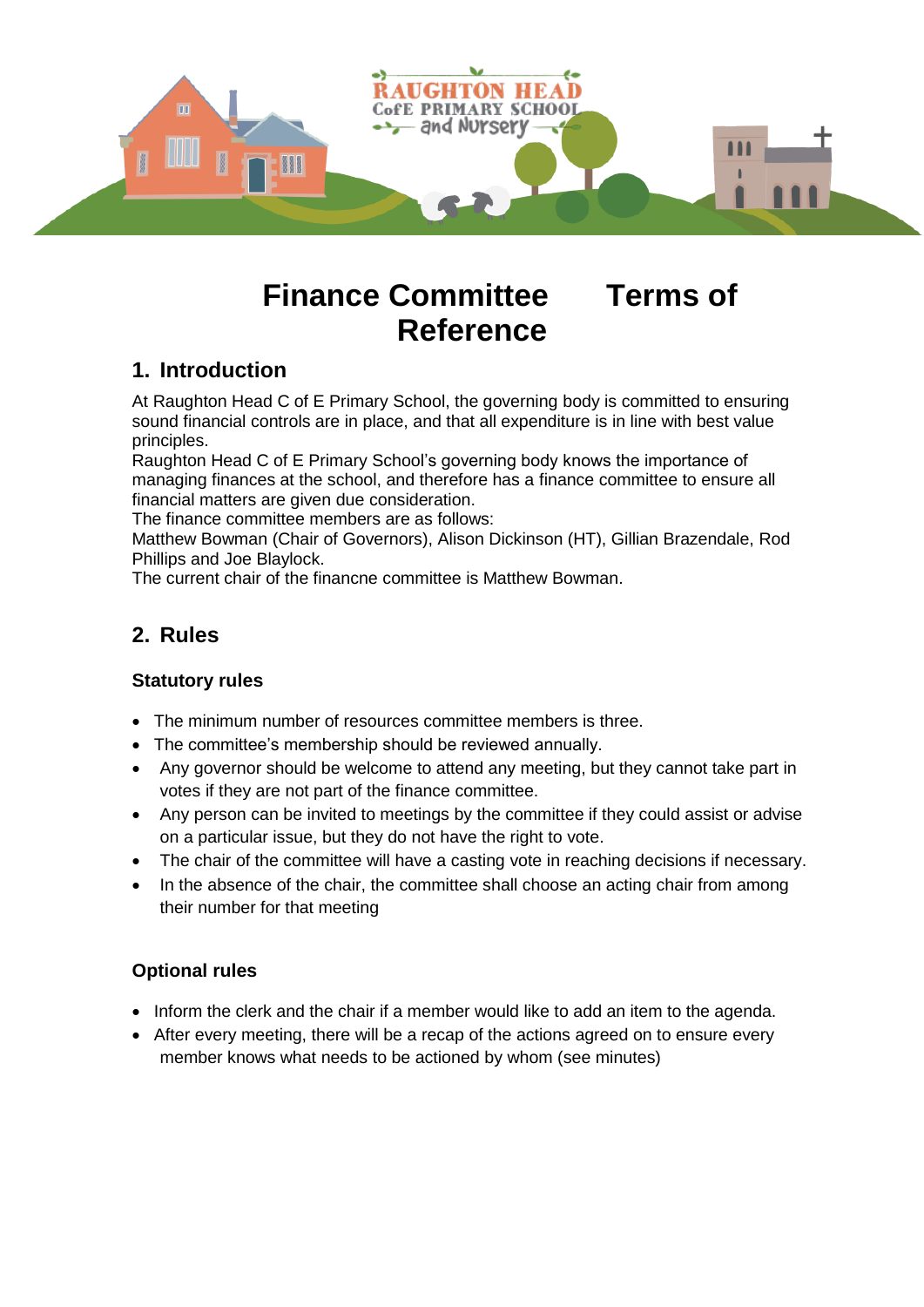# Finance Committee Terms of Reference

## 1. Introduction

At Raughton Head C of E Primary School, the governing body is committed to ensuring sound financial controls are in place, and that all expenditure is in line with best value principles.
Raughton Head C of E Primary School's governing body knows the importance of managing finances at the school, and therefore has a finance committee to ensure all financial matters are given due consideration.
The finance committee members are as follows:
Matthew Bowman (Chair of Governors), Alison Dickinson (HT), Gillian Brazendale, Rod Phillips and Joe Blaylock.
The current chair of the financne committee is Matthew Bowman.

## 2. Rules

### Statutory rules

- The minimum number of resources committee members is three.
- The committee's membership should be reviewed annually.
- Any governor should be welcome to attend any meeting, but they cannot take part in votes if they are not part of the finance committee.
- Any person can be invited to meetings by the committee if they could assist or advise on a particular issue, but they do not have the right to vote.
- The chair of the committee will have a casting vote in reaching decisions if necessary.
- In the absence of the chair, the committee shall choose an acting chair from among their number for that meeting

### Optional rules

- Inform the clerk and the chair if a member would like to add an item to the agenda.
- After every meeting, there will be a recap of the actions agreed on to ensure every member knows what needs to be actioned by whom (see minutes)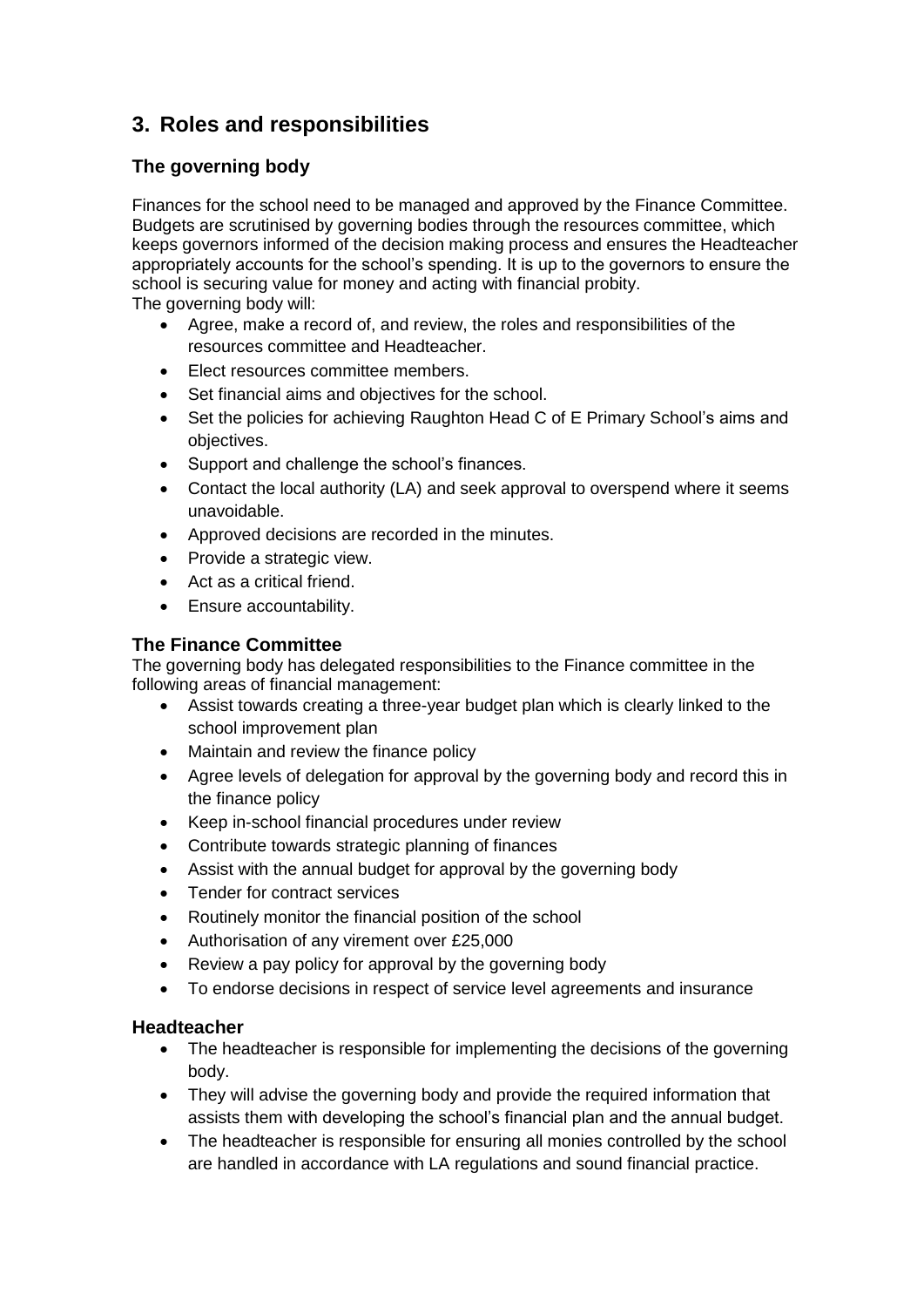## 3. Roles and responsibilities

### The governing body

Finances for the school need to be managed and approved by the Finance Committee. Budgets are scrutinised by governing bodies through the resources committee, which keeps governors informed of the decision making process and ensures the Headteacher appropriately accounts for the school's spending. It is up to the governors to ensure the school is securing value for money and acting with financial probity.
The governing body will:

- Agree, make a record of, and review, the roles and responsibilities of the resources committee and Headteacher.
- Elect resources committee members.
- Set financial aims and objectives for the school.
- Set the policies for achieving Raughton Head C of E Primary School's aims and objectives.
- Support and challenge the school's finances.
- Contact the local authority (LA) and seek approval to overspend where it seems unavoidable.
- Approved decisions are recorded in the minutes.
- Provide a strategic view.
- Act as a critical friend.
- Ensure accountability.

### The Finance Committee

The governing body has delegated responsibilities to the Finance committee in the following areas of financial management:

- Assist towards creating a three-year budget plan which is clearly linked to the school improvement plan
- Maintain and review the finance policy
- Agree levels of delegation for approval by the governing body and record this in the finance policy
- Keep in-school financial procedures under review
- Contribute towards strategic planning of finances
- Assist with the annual budget for approval by the governing body
- Tender for contract services
- Routinely monitor the financial position of the school
- Authorisation of any virement over £25,000
- Review a pay policy for approval by the governing body
- To endorse decisions in respect of service level agreements and insurance

### Headteacher

- The headteacher is responsible for implementing the decisions of the governing body.
- They will advise the governing body and provide the required information that assists them with developing the school's financial plan and the annual budget.
- The headteacher is responsible for ensuring all monies controlled by the school are handled in accordance with LA regulations and sound financial practice.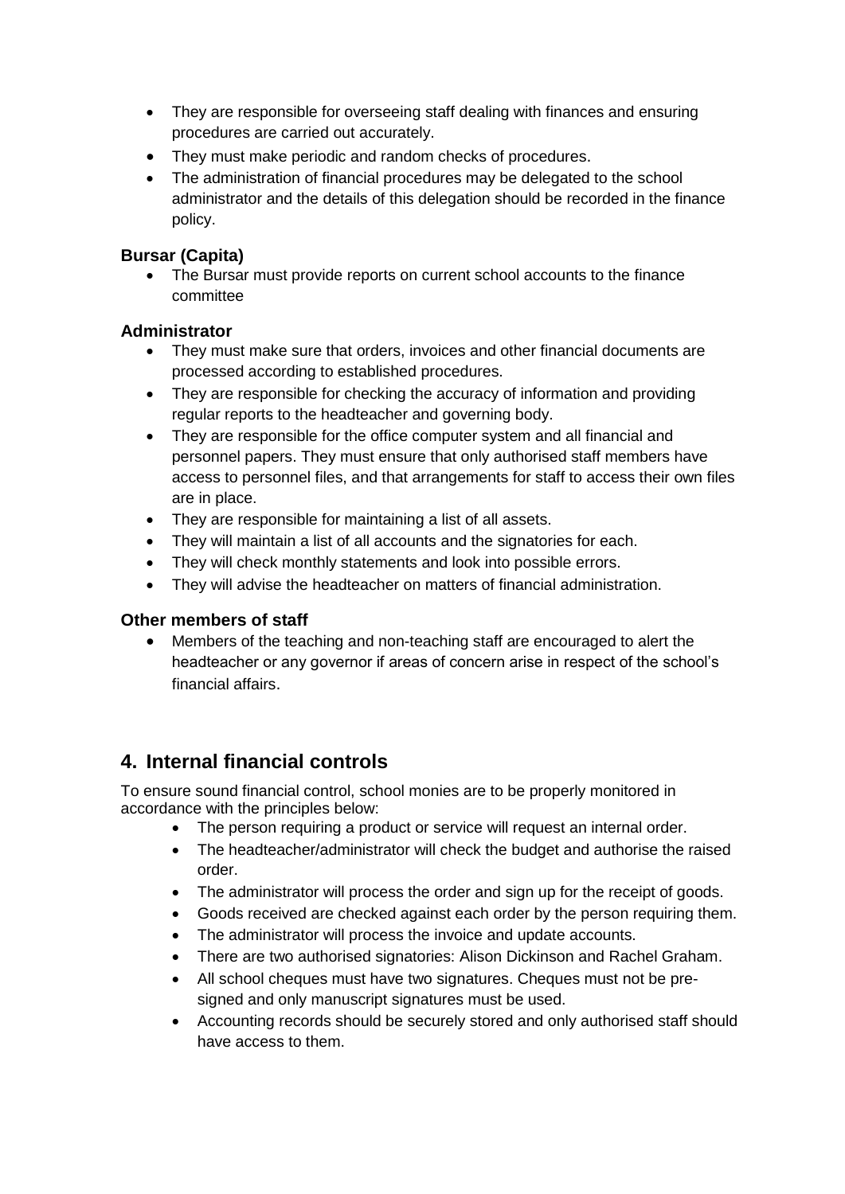- They are responsible for overseeing staff dealing with finances and ensuring procedures are carried out accurately.
- They must make periodic and random checks of procedures.
- The administration of financial procedures may be delegated to the school administrator and the details of this delegation should be recorded in the finance policy.

### Bursar (Capita)

- The Bursar must provide reports on current school accounts to the finance committee

### Administrator

- They must make sure that orders, invoices and other financial documents are processed according to established procedures.
- They are responsible for checking the accuracy of information and providing regular reports to the headteacher and governing body.
- They are responsible for the office computer system and all financial and personnel papers. They must ensure that only authorised staff members have access to personnel files, and that arrangements for staff to access their own files are in place.
- They are responsible for maintaining a list of all assets.
- They will maintain a list of all accounts and the signatories for each.
- They will check monthly statements and look into possible errors.
- They will advise the headteacher on matters of financial administration.

### Other members of staff

- Members of the teaching and non-teaching staff are encouraged to alert the headteacher or any governor if areas of concern arise in respect of the school's financial affairs.

## 4. Internal financial controls

To ensure sound financial control, school monies are to be properly monitored in accordance with the principles below:

- The person requiring a product or service will request an internal order.
- The headteacher/administrator will check the budget and authorise the raised order.
- The administrator will process the order and sign up for the receipt of goods.
- Goods received are checked against each order by the person requiring them.
- The administrator will process the invoice and update accounts.
- There are two authorised signatories: Alison Dickinson and Rachel Graham.
- All school cheques must have two signatures. Cheques must not be pre-signed and only manuscript signatures must be used.
- Accounting records should be securely stored and only authorised staff should have access to them.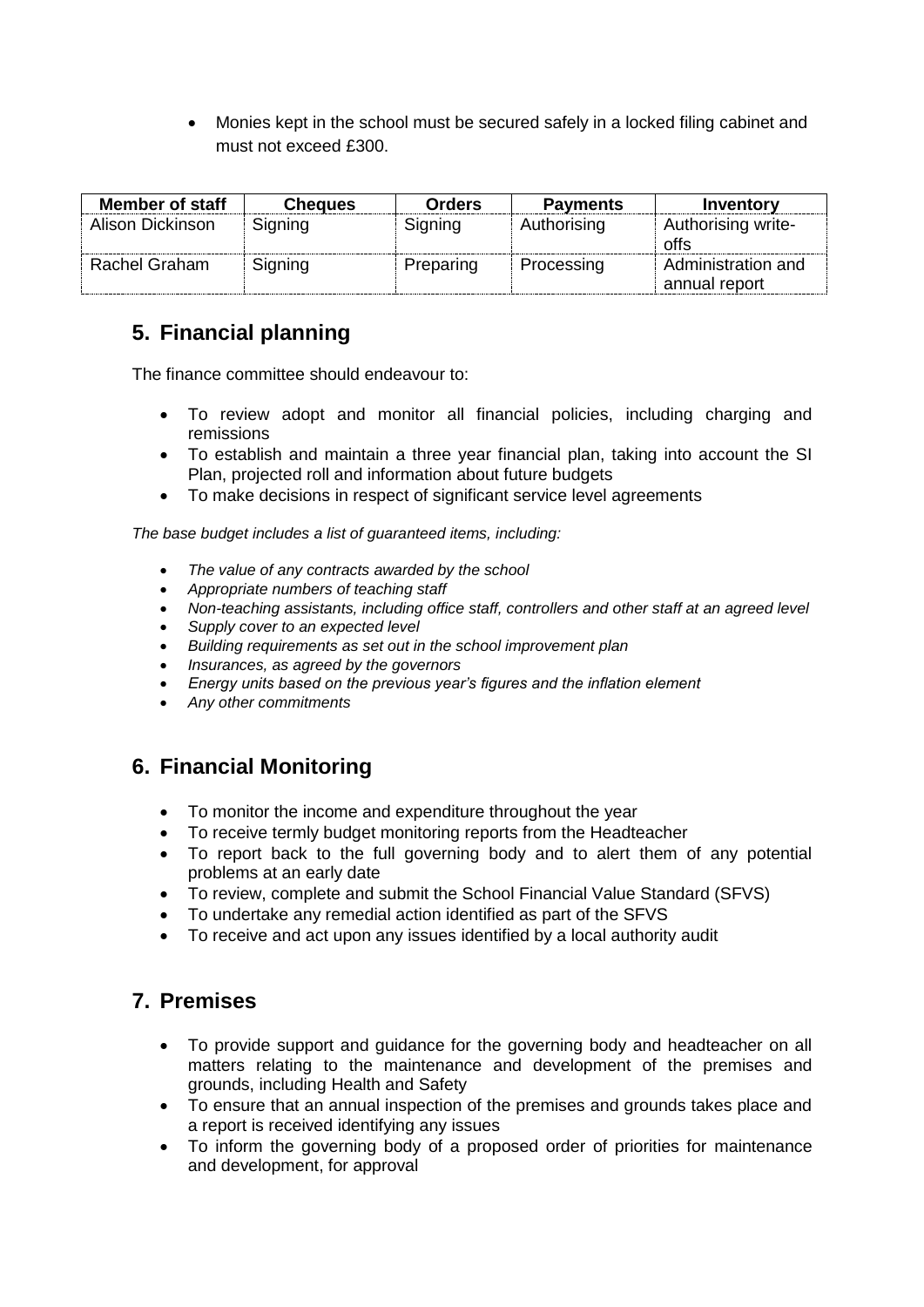- Monies kept in the school must be secured safely in a locked filing cabinet and must not exceed £300.

| Member of staff | Cheques | Orders | Payments | Inventory |
|---|---|---|---|---|
| Alison Dickinson | Signing | Signing | Authorising | Authorising write-offs |
| Rachel Graham | Signing | Preparing | Processing | Administration and annual report |

## 5. Financial planning

The finance committee should endeavour to:

- To review adopt and monitor all financial policies, including charging and remissions
- To establish and maintain a three year financial plan, taking into account the SI Plan, projected roll and information about future budgets
- To make decisions in respect of significant service level agreements

*The base budget includes a list of guaranteed items, including:*

- *The value of any contracts awarded by the school*
- *Appropriate numbers of teaching staff*
- *Non-teaching assistants, including office staff, controllers and other staff at an agreed level*
- *Supply cover to an expected level*
- *Building requirements as set out in the school improvement plan*
- *Insurances, as agreed by the governors*
- *Energy units based on the previous year's figures and the inflation element*
- *Any other commitments*

## 6. Financial Monitoring

- To monitor the income and expenditure throughout the year
- To receive termly budget monitoring reports from the Headteacher
- To report back to the full governing body and to alert them of any potential problems at an early date
- To review, complete and submit the School Financial Value Standard (SFVS)
- To undertake any remedial action identified as part of the SFVS
- To receive and act upon any issues identified by a local authority audit

## 7. Premises

- To provide support and guidance for the governing body and headteacher on all matters relating to the maintenance and development of the premises and grounds, including Health and Safety
- To ensure that an annual inspection of the premises and grounds takes place and a report is received identifying any issues
- To inform the governing body of a proposed order of priorities for maintenance and development, for approval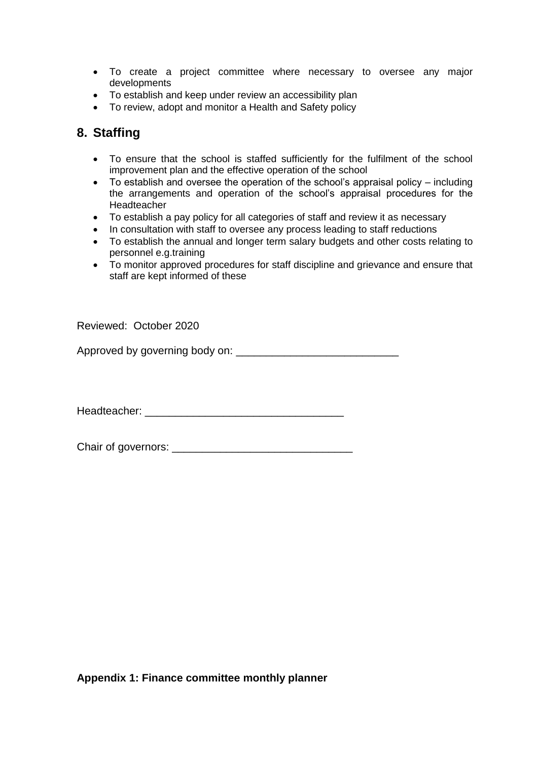- To create a project committee where necessary to oversee any major developments
- To establish and keep under review an accessibility plan
- To review, adopt and monitor a Health and Safety policy

## 8. Staffing

- To ensure that the school is staffed sufficiently for the fulfilment of the school improvement plan and the effective operation of the school
- To establish and oversee the operation of the school's appraisal policy – including the arrangements and operation of the school's appraisal procedures for the Headteacher
- To establish a pay policy for all categories of staff and review it as necessary
- In consultation with staff to oversee any process leading to staff reductions
- To establish the annual and longer term salary budgets and other costs relating to personnel e.g.training
- To monitor approved procedures for staff discipline and grievance and ensure that staff are kept informed of these

Reviewed: October 2020

Approved by governing body on: ___________________________

Headteacher: _________________________________

Chair of governors: ______________________________

**Appendix 1: Finance committee monthly planner**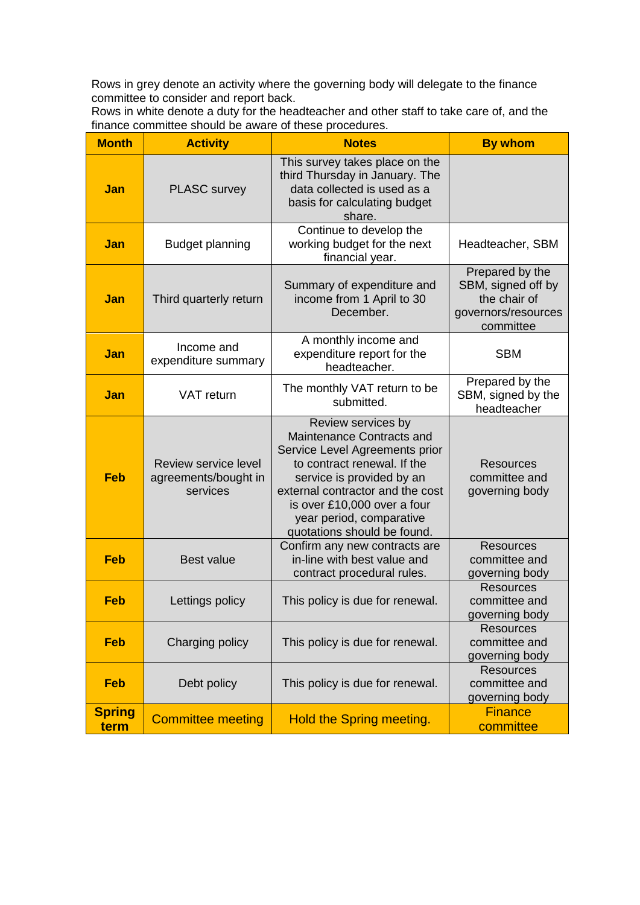Rows in grey denote an activity where the governing body will delegate to the finance committee to consider and report back.
Rows in white denote a duty for the headteacher and other staff to take care of, and the finance committee should be aware of these procedures.

| Month | Activity | Notes | By whom |
|---|---|---|---|
| **Jan** | PLASC survey | This survey takes place on the third Thursday in January. The data collected is used as a basis for calculating budget share. | |
| **Jan** | Budget planning | Continue to develop the working budget for the next financial year. | Headteacher, SBM |
| **Jan** | Third quarterly return | Summary of expenditure and income from 1 April to 30 December. | Prepared by the SBM, signed off by the chair of governors/resources committee |
| **Jan** | Income and expenditure summary | A monthly income and expenditure report for the headteacher. | SBM |
| **Jan** | VAT return | The monthly VAT return to be submitted. | Prepared by the SBM, signed by the headteacher |
| **Feb** | Review service level agreements/bought in services | Review services by Maintenance Contracts and Service Level Agreements prior to contract renewal. If the service is provided by an external contractor and the cost is over £10,000 over a four year period, comparative quotations should be found. | Resources committee and governing body |
| **Feb** | Best value | Confirm any new contracts are in-line with best value and contract procedural rules. | Resources committee and governing body |
| **Feb** | Lettings policy | This policy is due for renewal. | Resources committee and governing body |
| **Feb** | Charging policy | This policy is due for renewal. | Resources committee and governing body |
| **Feb** | Debt policy | This policy is due for renewal. | Resources committee and governing body |
| **Spring term** | Committee meeting | Hold the Spring meeting. | Finance committee |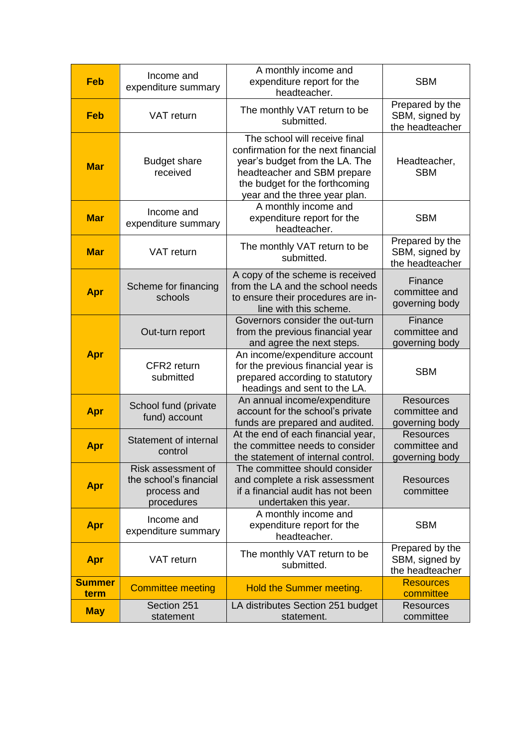| | | | |
|---|---|---|---|
| **Feb** | Income and expenditure summary | A monthly income and expenditure report for the headteacher. | SBM |
| **Feb** | VAT return | The monthly VAT return to be submitted. | Prepared by the SBM, signed by the headteacher |
| **Mar** | Budget share received | The school will receive final confirmation for the next financial year's budget from the LA. The headteacher and SBM prepare the budget for the forthcoming year and the three year plan. | Headteacher, SBM |
| **Mar** | Income and expenditure summary | A monthly income and expenditure report for the headteacher. | SBM |
| **Mar** | VAT return | The monthly VAT return to be submitted. | Prepared by the SBM, signed by the headteacher |
| **Apr** | Scheme for financing schools | A copy of the scheme is received from the LA and the school needs to ensure their procedures are in-line with this scheme. | Finance committee and governing body |
| **Apr** | Out-turn report | Governors consider the out-turn from the previous financial year and agree the next steps. | Finance committee and governing body |
| | CFR2 return submitted | An income/expenditure account for the previous financial year is prepared according to statutory headings and sent to the LA. | SBM |
| **Apr** | School fund (private fund) account | An annual income/expenditure account for the school's private funds are prepared and audited. | Resources committee and governing body |
| **Apr** | Statement of internal control | At the end of each financial year, the committee needs to consider the statement of internal control. | Resources committee and governing body |
| **Apr** | Risk assessment of the school's financial process and procedures | The committee should consider and complete a risk assessment if a financial audit has not been undertaken this year. | Resources committee |
| **Apr** | Income and expenditure summary | A monthly income and expenditure report for the headteacher. | SBM |
| **Apr** | VAT return | The monthly VAT return to be submitted. | Prepared by the SBM, signed by the headteacher |
| **Summer term** | Committee meeting | Hold the Summer meeting. | Resources committee |
| **May** | Section 251 statement | LA distributes Section 251 budget statement. | Resources committee |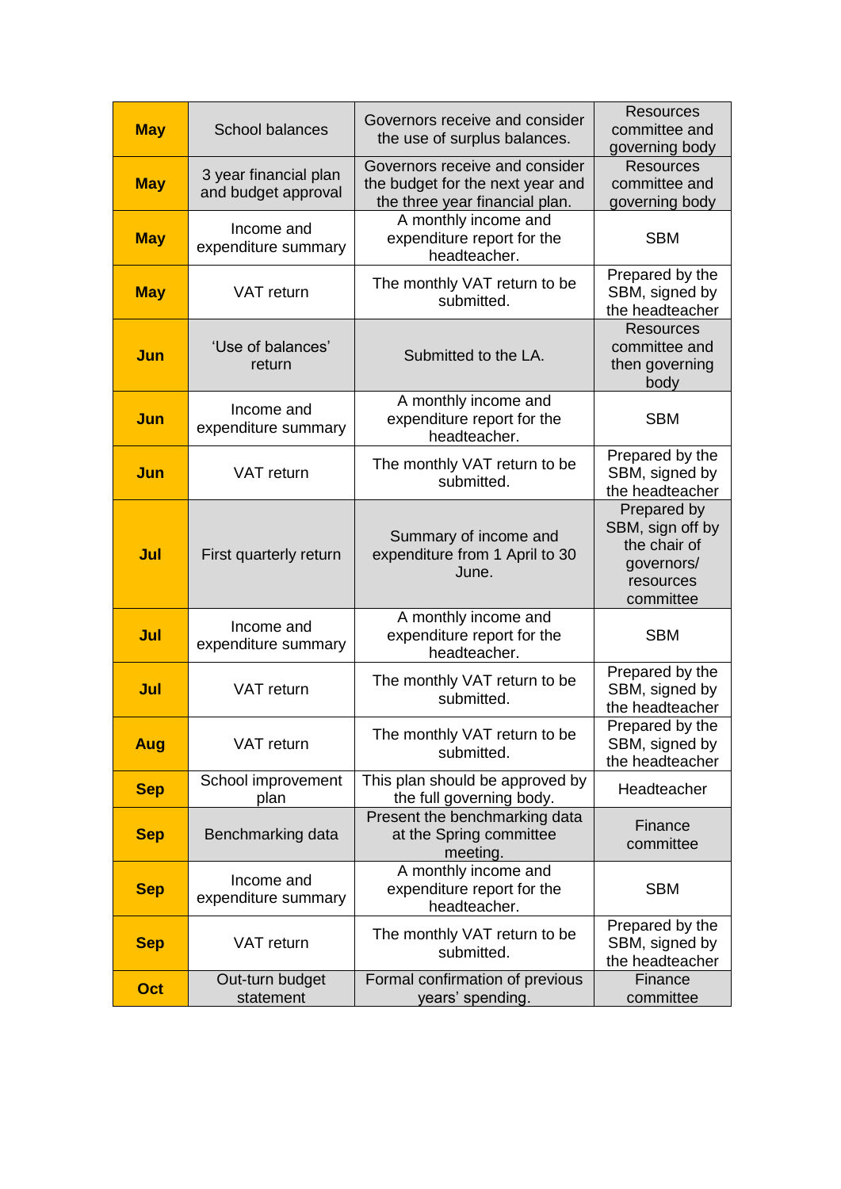| | | | |
|---|---|---|---|
| **May** | School balances | Governors receive and consider the use of surplus balances. | Resources committee and governing body |
| **May** | 3 year financial plan and budget approval | Governors receive and consider the budget for the next year and the three year financial plan. | Resources committee and governing body |
| **May** | Income and expenditure summary | A monthly income and expenditure report for the headteacher. | SBM |
| **May** | VAT return | The monthly VAT return to be submitted. | Prepared by the SBM, signed by the headteacher |
| **Jun** | 'Use of balances' return | Submitted to the LA. | Resources committee and then governing body |
| **Jun** | Income and expenditure summary | A monthly income and expenditure report for the headteacher. | SBM |
| **Jun** | VAT return | The monthly VAT return to be submitted. | Prepared by the SBM, signed by the headteacher |
| **Jul** | First quarterly return | Summary of income and expenditure from 1 April to 30 June. | Prepared by SBM, sign off by the chair of governors/ resources committee |
| **Jul** | Income and expenditure summary | A monthly income and expenditure report for the headteacher. | SBM |
| **Jul** | VAT return | The monthly VAT return to be submitted. | Prepared by the SBM, signed by the headteacher |
| **Aug** | VAT return | The monthly VAT return to be submitted. | Prepared by the SBM, signed by the headteacher |
| **Sep** | School improvement plan | This plan should be approved by the full governing body. | Headteacher |
| **Sep** | Benchmarking data | Present the benchmarking data at the Spring committee meeting. | Finance committee |
| **Sep** | Income and expenditure summary | A monthly income and expenditure report for the headteacher. | SBM |
| **Sep** | VAT return | The monthly VAT return to be submitted. | Prepared by the SBM, signed by the headteacher |
| **Oct** | Out-turn budget statement | Formal confirmation of previous years' spending. | Finance committee |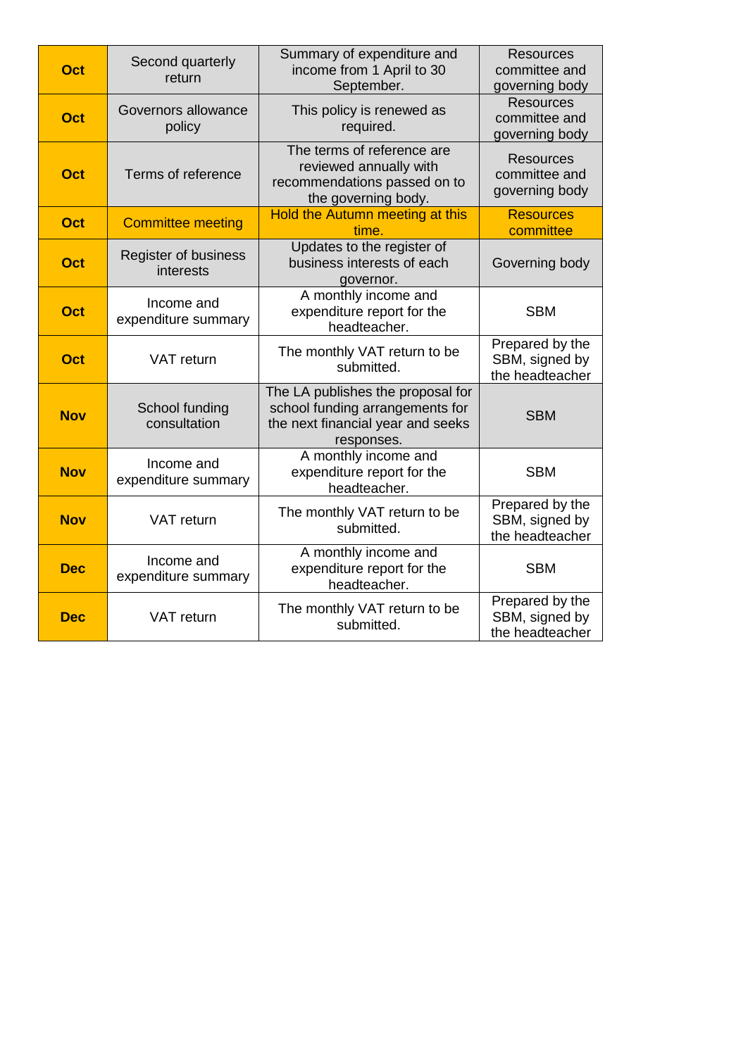| | | | |
|---|---|---|---|
| **Oct** | Second quarterly return | Summary of expenditure and income from 1 April to 30 September. | Resources committee and governing body |
| **Oct** | Governors allowance policy | This policy is renewed as required. | Resources committee and governing body |
| **Oct** | Terms of reference | The terms of reference are reviewed annually with recommendations passed on to the governing body. | Resources committee and governing body |
| **Oct** | Committee meeting | Hold the Autumn meeting at this time. | Resources committee |
| **Oct** | Register of business interests | Updates to the register of business interests of each governor. | Governing body |
| **Oct** | Income and expenditure summary | A monthly income and expenditure report for the headteacher. | SBM |
| **Oct** | VAT return | The monthly VAT return to be submitted. | Prepared by the SBM, signed by the headteacher |
| **Nov** | School funding consultation | The LA publishes the proposal for school funding arrangements for the next financial year and seeks responses. | SBM |
| **Nov** | Income and expenditure summary | A monthly income and expenditure report for the headteacher. | SBM |
| **Nov** | VAT return | The monthly VAT return to be submitted. | Prepared by the SBM, signed by the headteacher |
| **Dec** | Income and expenditure summary | A monthly income and expenditure report for the headteacher. | SBM |
| **Dec** | VAT return | The monthly VAT return to be submitted. | Prepared by the SBM, signed by the headteacher |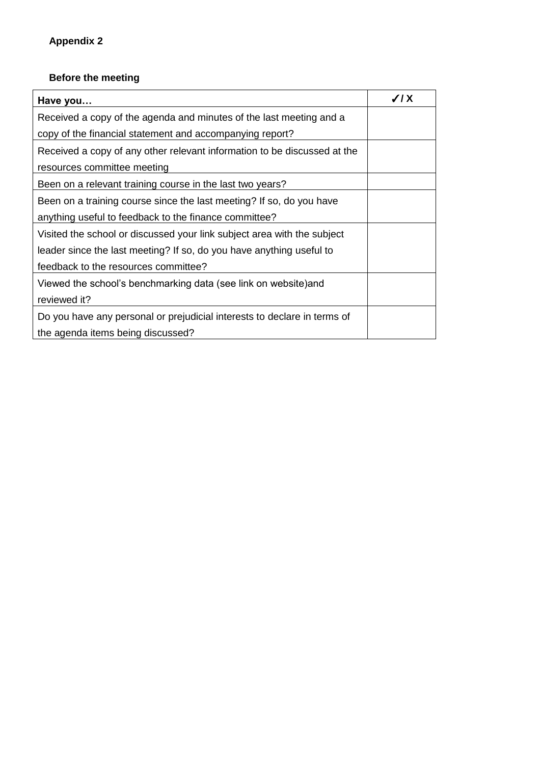**Appendix 2**

**Before the meeting**

| **Have you…** | **✓/ X** |
|---|---|
| Received a copy of the agenda and minutes of the last meeting and a copy of the financial statement and accompanying report? | |
| Received a copy of any other relevant information to be discussed at the resources committee meeting | |
| Been on a relevant training course in the last two years? | |
| Been on a training course since the last meeting? If so, do you have anything useful to feedback to the finance committee? | |
| Visited the school or discussed your link subject area with the subject leader since the last meeting? If so, do you have anything useful to feedback to the resources committee? | |
| Viewed the school's benchmarking data (see link on website)and reviewed it? | |
| Do you have any personal or prejudicial interests to declare in terms of the agenda items being discussed? | |